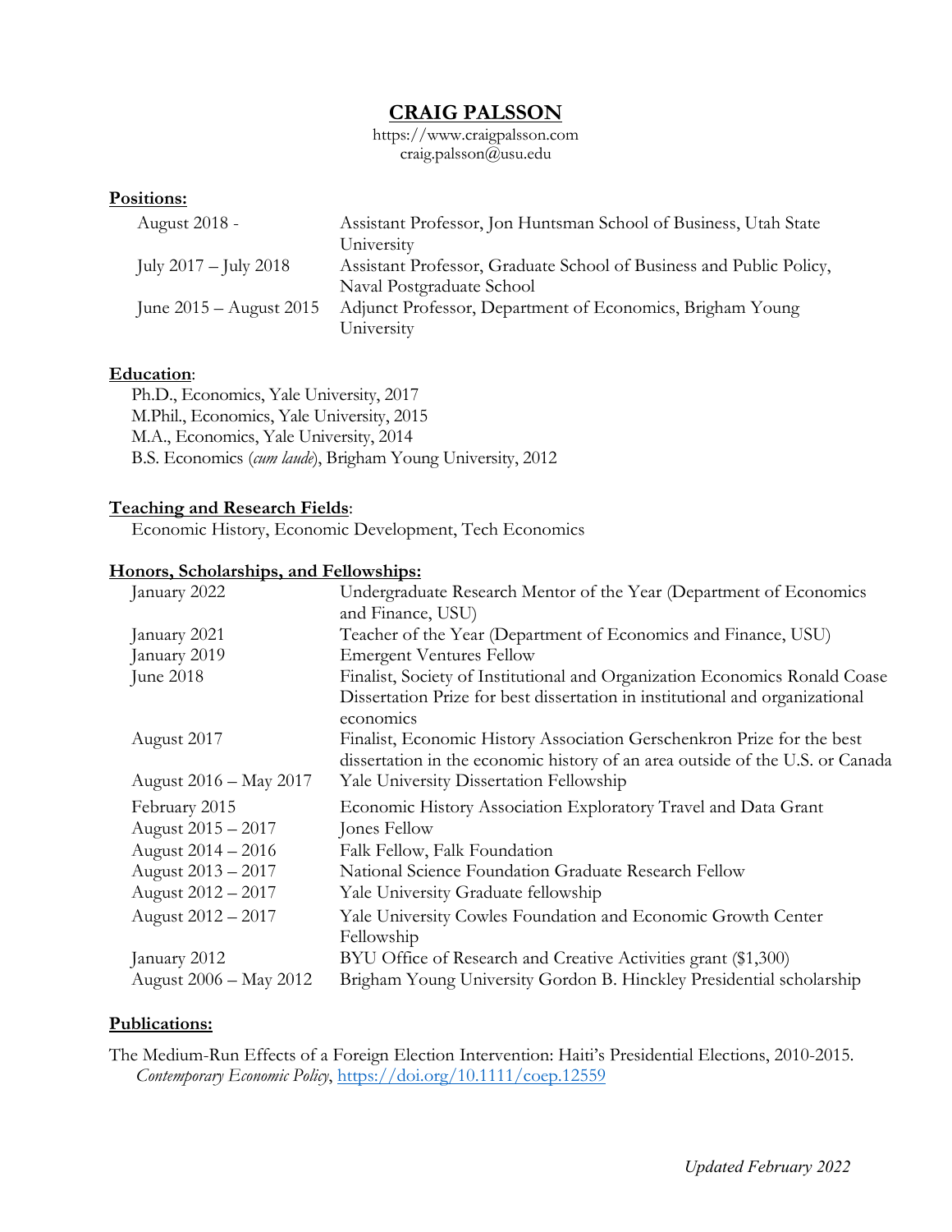# CRAIG PALSSON

https://www.craigpalsson.com
craig.palsson@usu.edu

## Positions:

| | |
|---|---|
| August 2018 - | Assistant Professor, Jon Huntsman School of Business, Utah State University |
| July 2017 – July 2018 | Assistant Professor, Graduate School of Business and Public Policy, Naval Postgraduate School |
| June 2015 – August 2015 | Adjunct Professor, Department of Economics, Brigham Young University |

## Education:

Ph.D., Economics, Yale University, 2017
M.Phil., Economics, Yale University, 2015
M.A., Economics, Yale University, 2014
B.S. Economics (*cum laude*), Brigham Young University, 2012

## Teaching and Research Fields:

Economic History, Economic Development, Tech Economics

## Honors, Scholarships, and Fellowships:

| | |
|---|---|
| January 2022 | Undergraduate Research Mentor of the Year (Department of Economics and Finance, USU) |
| January 2021 | Teacher of the Year (Department of Economics and Finance, USU) |
| January 2019 | Emergent Ventures Fellow |
| June 2018 | Finalist, Society of Institutional and Organization Economics Ronald Coase Dissertation Prize for best dissertation in institutional and organizational economics |
| August 2017 | Finalist, Economic History Association Gerschenkron Prize for the best dissertation in the economic history of an area outside of the U.S. or Canada |
| August 2016 – May 2017 | Yale University Dissertation Fellowship |
| February 2015 | Economic History Association Exploratory Travel and Data Grant |
| August 2015 – 2017 | Jones Fellow |
| August 2014 – 2016 | Falk Fellow, Falk Foundation |
| August 2013 – 2017 | National Science Foundation Graduate Research Fellow |
| August 2012 – 2017 | Yale University Graduate fellowship |
| August 2012 – 2017 | Yale University Cowles Foundation and Economic Growth Center Fellowship |
| January 2012 | BYU Office of Research and Creative Activities grant ($1,300) |
| August 2006 – May 2012 | Brigham Young University Gordon B. Hinckley Presidential scholarship |

## Publications:

The Medium-Run Effects of a Foreign Election Intervention: Haiti's Presidential Elections, 2010-2015. *Contemporary Economic Policy*, https://doi.org/10.1111/coep.12559

*Updated February 2022*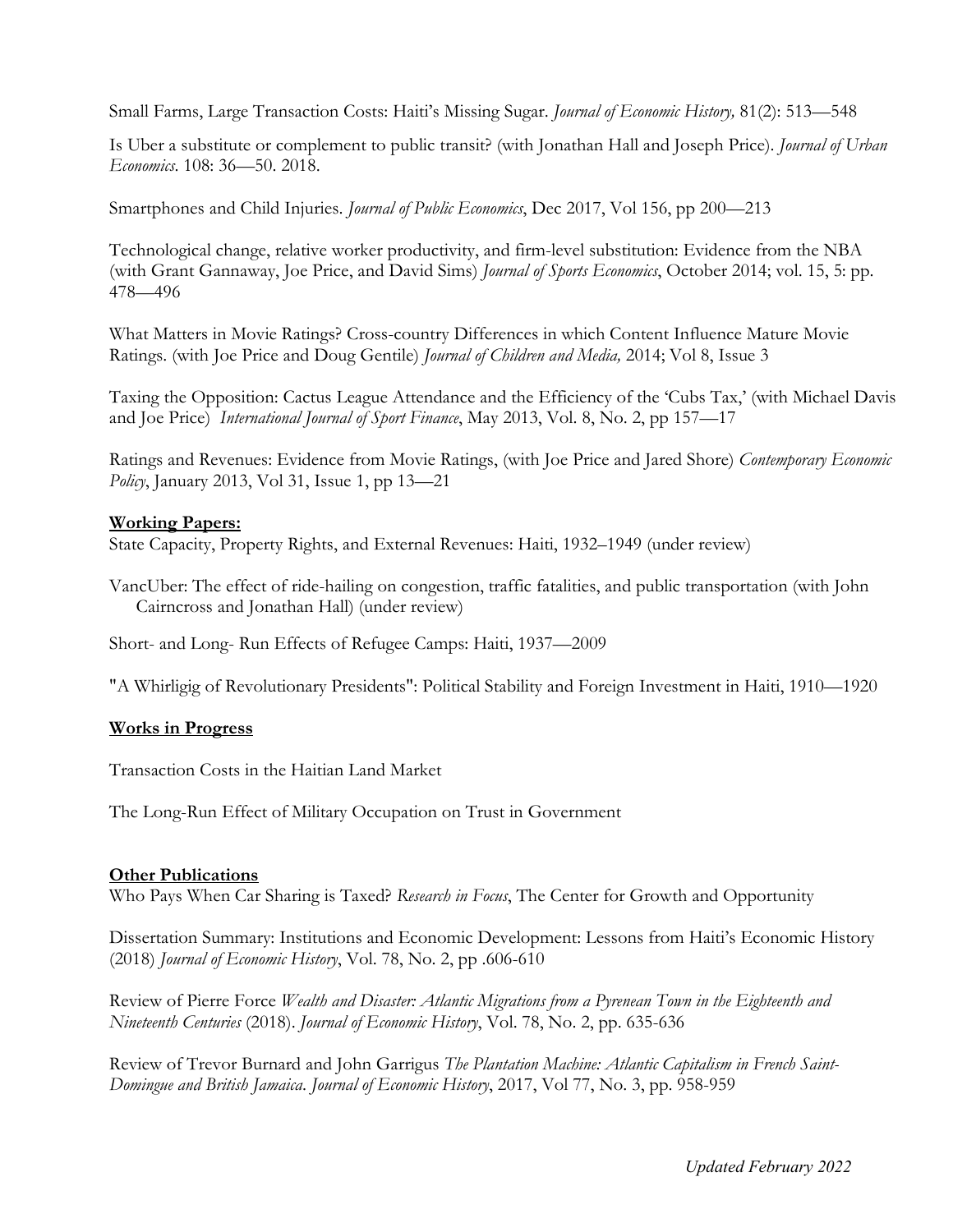Small Farms, Large Transaction Costs: Haiti's Missing Sugar. *Journal of Economic History,* 81(2): 513—548

Is Uber a substitute or complement to public transit? (with Jonathan Hall and Joseph Price). *Journal of Urban Economics*. 108: 36—50. 2018.

Smartphones and Child Injuries. *Journal of Public Economics*, Dec 2017, Vol 156, pp 200—213

Technological change, relative worker productivity, and firm-level substitution: Evidence from the NBA (with Grant Gannaway, Joe Price, and David Sims) *Journal of Sports Economics*, October 2014; vol. 15, 5: pp. 478—496

What Matters in Movie Ratings? Cross-country Differences in which Content Influence Mature Movie Ratings. (with Joe Price and Doug Gentile) *Journal of Children and Media,* 2014; Vol 8, Issue 3

Taxing the Opposition: Cactus League Attendance and the Efficiency of the 'Cubs Tax,' (with Michael Davis and Joe Price) *International Journal of Sport Finance*, May 2013, Vol. 8, No. 2, pp 157—17

Ratings and Revenues: Evidence from Movie Ratings, (with Joe Price and Jared Shore) *Contemporary Economic Policy*, January 2013, Vol 31, Issue 1, pp 13—21

**Working Papers:**

State Capacity, Property Rights, and External Revenues: Haiti, 1932–1949 (under review)

VancUber: The effect of ride-hailing on congestion, traffic fatalities, and public transportation (with John Cairncross and Jonathan Hall) (under review)

Short- and Long- Run Effects of Refugee Camps: Haiti, 1937—2009

"A Whirligig of Revolutionary Presidents": Political Stability and Foreign Investment in Haiti, 1910—1920

**Works in Progress**

Transaction Costs in the Haitian Land Market

The Long-Run Effect of Military Occupation on Trust in Government

**Other Publications**

Who Pays When Car Sharing is Taxed? *Research in Focus*, The Center for Growth and Opportunity

Dissertation Summary: Institutions and Economic Development: Lessons from Haiti's Economic History (2018) *Journal of Economic History*, Vol. 78, No. 2, pp .606-610

Review of Pierre Force *Wealth and Disaster: Atlantic Migrations from a Pyrenean Town in the Eighteenth and Nineteenth Centuries* (2018). *Journal of Economic History*, Vol. 78, No. 2, pp. 635-636

Review of Trevor Burnard and John Garrigus *The Plantation Machine: Atlantic Capitalism in French Saint-Domingue and British Jamaica*. *Journal of Economic History*, 2017, Vol 77, No. 3, pp. 958-959

*Updated February 2022*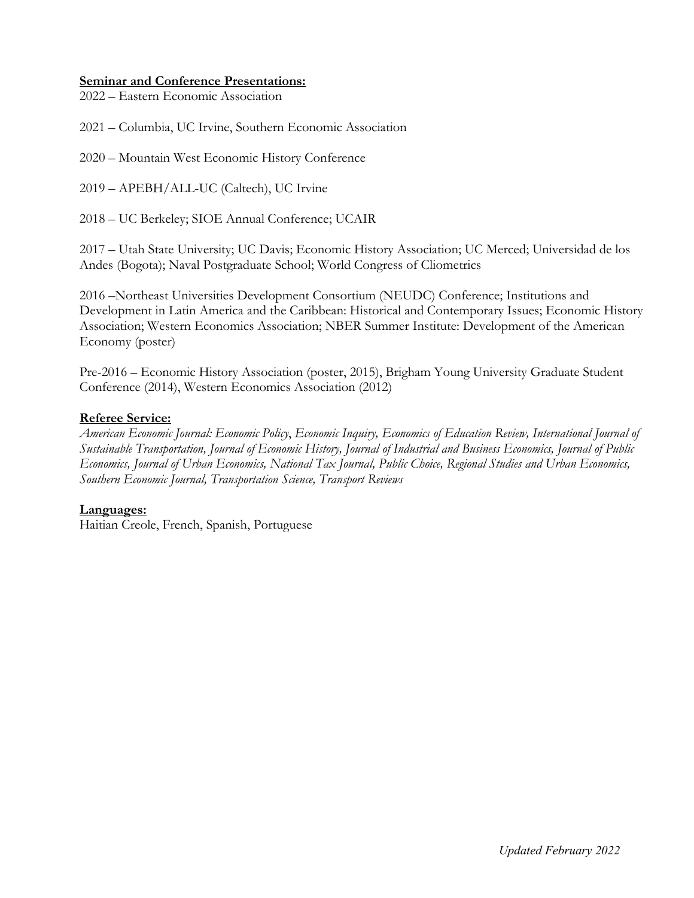**Seminar and Conference Presentations:**

2022 – Eastern Economic Association

2021 – Columbia, UC Irvine, Southern Economic Association

2020 – Mountain West Economic History Conference

2019 – APEBH/ALL-UC (Caltech), UC Irvine

2018 – UC Berkeley; SIOE Annual Conference; UCAIR

2017 – Utah State University; UC Davis; Economic History Association; UC Merced; Universidad de los Andes (Bogota); Naval Postgraduate School; World Congress of Cliometrics

2016 –Northeast Universities Development Consortium (NEUDC) Conference; Institutions and Development in Latin America and the Caribbean: Historical and Contemporary Issues; Economic History Association; Western Economics Association; NBER Summer Institute: Development of the American Economy (poster)

Pre-2016 – Economic History Association (poster, 2015), Brigham Young University Graduate Student Conference (2014), Western Economics Association (2012)

**Referee Service:**

*American Economic Journal: Economic Policy*, *Economic Inquiry, Economics of Education Review, International Journal of Sustainable Transportation, Journal of Economic History, Journal of Industrial and Business Economics, Journal of Public Economics, Journal of Urban Economics, National Tax Journal, Public Choice, Regional Studies and Urban Economics, Southern Economic Journal, Transportation Science, Transport Reviews*

**Languages:**

Haitian Creole, French, Spanish, Portuguese

*Updated February 2022*